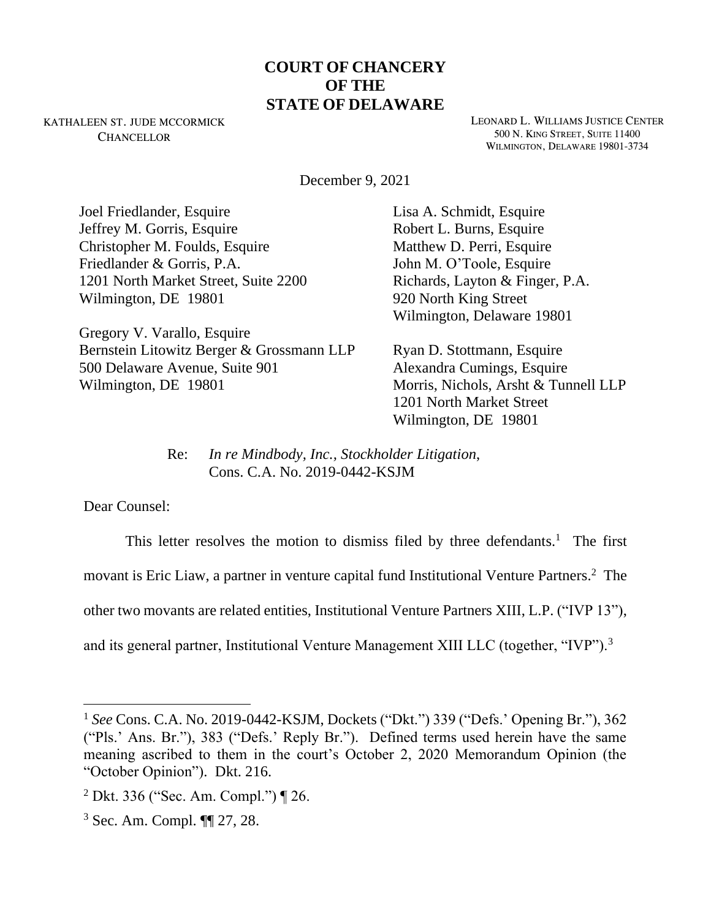**COURT OF CHANCERY**
**OF THE**
**STATE OF DELAWARE**

KATHALEEN ST. JUDE MCCORMICK
CHANCELLOR

LEONARD L. WILLIAMS JUSTICE CENTER
500 N. KING STREET, SUITE 11400
WILMINGTON, DELAWARE 19801-3734

December 9, 2021

Joel Friedlander, Esquire
Jeffrey M. Gorris, Esquire
Christopher M. Foulds, Esquire
Friedlander & Gorris, P.A.
1201 North Market Street, Suite 2200
Wilmington, DE 19801

Gregory V. Varallo, Esquire
Bernstein Litowitz Berger & Grossmann LLP
500 Delaware Avenue, Suite 901
Wilmington, DE 19801

Lisa A. Schmidt, Esquire
Robert L. Burns, Esquire
Matthew D. Perri, Esquire
John M. O'Toole, Esquire
Richards, Layton & Finger, P.A.
920 North King Street
Wilmington, Delaware 19801

Ryan D. Stottmann, Esquire
Alexandra Cumings, Esquire
Morris, Nichols, Arsht & Tunnell LLP
1201 North Market Street
Wilmington, DE 19801

Re: *In re Mindbody, Inc., Stockholder Litigation*, Cons. C.A. No. 2019-0442-KSJM

Dear Counsel:

This letter resolves the motion to dismiss filed by three defendants.[1] The first movant is Eric Liaw, a partner in venture capital fund Institutional Venture Partners.[2] The other two movants are related entities, Institutional Venture Partners XIII, L.P. ("IVP 13"), and its general partner, Institutional Venture Management XIII LLC (together, "IVP").[3]

---

[1] *See* Cons. C.A. No. 2019-0442-KSJM, Dockets ("Dkt.") 339 ("Defs.' Opening Br."), 362 ("Pls.' Ans. Br."), 383 ("Defs.' Reply Br."). Defined terms used herein have the same meaning ascribed to them in the court's October 2, 2020 Memorandum Opinion (the "October Opinion"). Dkt. 216.

[2] Dkt. 336 ("Sec. Am. Compl.") ¶ 26.

[3] Sec. Am. Compl. ¶¶ 27, 28.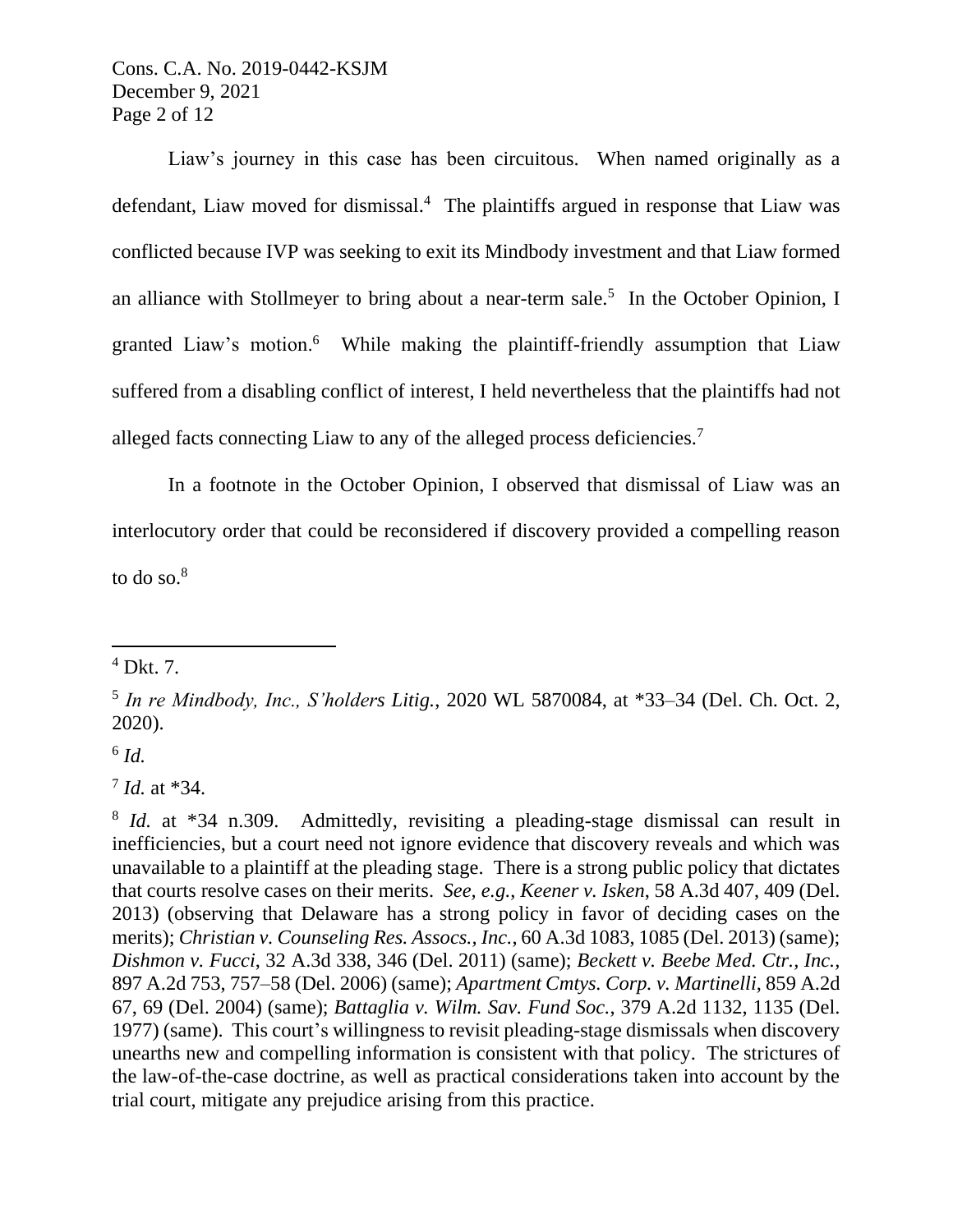Liaw's journey in this case has been circuitous. When named originally as a defendant, Liaw moved for dismissal.[4] The plaintiffs argued in response that Liaw was conflicted because IVP was seeking to exit its Mindbody investment and that Liaw formed an alliance with Stollmeyer to bring about a near-term sale.[5] In the October Opinion, I granted Liaw's motion.[6] While making the plaintiff-friendly assumption that Liaw suffered from a disabling conflict of interest, I held nevertheless that the plaintiffs had not alleged facts connecting Liaw to any of the alleged process deficiencies.[7]

In a footnote in the October Opinion, I observed that dismissal of Liaw was an interlocutory order that could be reconsidered if discovery provided a compelling reason to do so.[8]

---

[4] Dkt. 7.

[5] *In re Mindbody, Inc., S'holders Litig.*, 2020 WL 5870084, at *33–34 (Del. Ch. Oct. 2, 2020).

[6] *Id.*

[7] *Id.* at *34.

[8] *Id.* at *34 n.309. Admittedly, revisiting a pleading-stage dismissal can result in inefficiencies, but a court need not ignore evidence that discovery reveals and which was unavailable to a plaintiff at the pleading stage. There is a strong public policy that dictates that courts resolve cases on their merits. *See, e.g.*, *Keener v. Isken*, 58 A.3d 407, 409 (Del. 2013) (observing that Delaware has a strong policy in favor of deciding cases on the merits); *Christian v. Counseling Res. Assocs., Inc.*, 60 A.3d 1083, 1085 (Del. 2013) (same); *Dishmon v. Fucci*, 32 A.3d 338, 346 (Del. 2011) (same); *Beckett v. Beebe Med. Ctr., Inc.*, 897 A.2d 753, 757–58 (Del. 2006) (same); *Apartment Cmtys. Corp. v. Martinelli*, 859 A.2d 67, 69 (Del. 2004) (same); *Battaglia v. Wilm. Sav. Fund Soc.*, 379 A.2d 1132, 1135 (Del. 1977) (same). This court's willingness to revisit pleading-stage dismissals when discovery unearths new and compelling information is consistent with that policy. The strictures of the law-of-the-case doctrine, as well as practical considerations taken into account by the trial court, mitigate any prejudice arising from this practice.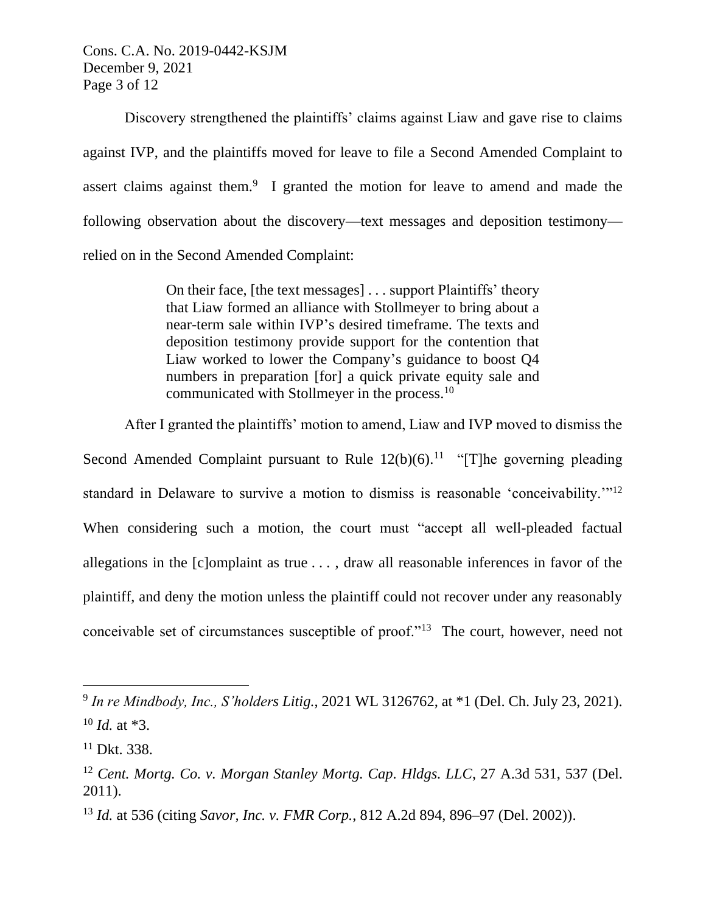Discovery strengthened the plaintiffs' claims against Liaw and gave rise to claims against IVP, and the plaintiffs moved for leave to file a Second Amended Complaint to assert claims against them.[9] I granted the motion for leave to amend and made the following observation about the discovery—text messages and deposition testimony—relied on in the Second Amended Complaint:

> On their face, [the text messages] . . . support Plaintiffs' theory that Liaw formed an alliance with Stollmeyer to bring about a near-term sale within IVP's desired timeframe. The texts and deposition testimony provide support for the contention that Liaw worked to lower the Company's guidance to boost Q4 numbers in preparation [for] a quick private equity sale and communicated with Stollmeyer in the process.[10]

After I granted the plaintiffs' motion to amend, Liaw and IVP moved to dismiss the Second Amended Complaint pursuant to Rule 12(b)(6).[11] "[T]he governing pleading standard in Delaware to survive a motion to dismiss is reasonable 'conceivability.'"[12] When considering such a motion, the court must "accept all well-pleaded factual allegations in the [c]omplaint as true . . . , draw all reasonable inferences in favor of the plaintiff, and deny the motion unless the plaintiff could not recover under any reasonably conceivable set of circumstances susceptible of proof."[13] The court, however, need not

---

[9] *In re Mindbody, Inc., S'holders Litig.*, 2021 WL 3126762, at *1 (Del. Ch. July 23, 2021).

[10] *Id.* at *3.

[11] Dkt. 338.

[12] *Cent. Mortg. Co. v. Morgan Stanley Mortg. Cap. Hldgs. LLC*, 27 A.3d 531, 537 (Del. 2011).

[13] *Id.* at 536 (citing *Savor, Inc. v. FMR Corp.*, 812 A.2d 894, 896–97 (Del. 2002)).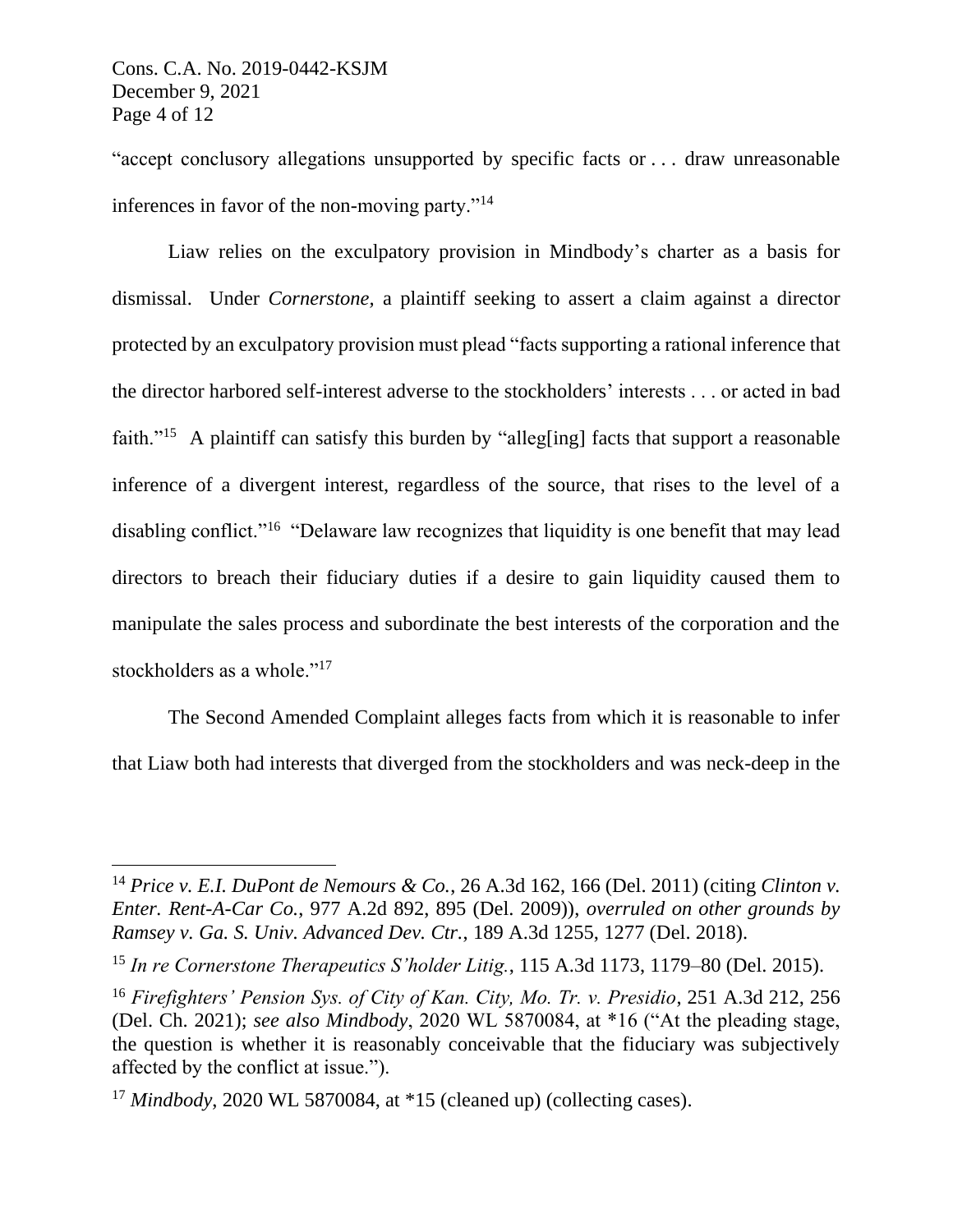"accept conclusory allegations unsupported by specific facts or . . . draw unreasonable inferences in favor of the non-moving party."[14]

Liaw relies on the exculpatory provision in Mindbody's charter as a basis for dismissal. Under *Cornerstone*, a plaintiff seeking to assert a claim against a director protected by an exculpatory provision must plead "facts supporting a rational inference that the director harbored self-interest adverse to the stockholders' interests . . . or acted in bad faith."[15] A plaintiff can satisfy this burden by "alleg[ing] facts that support a reasonable inference of a divergent interest, regardless of the source, that rises to the level of a disabling conflict."[16] "Delaware law recognizes that liquidity is one benefit that may lead directors to breach their fiduciary duties if a desire to gain liquidity caused them to manipulate the sales process and subordinate the best interests of the corporation and the stockholders as a whole."[17]

The Second Amended Complaint alleges facts from which it is reasonable to infer that Liaw both had interests that diverged from the stockholders and was neck-deep in the

---

[14] *Price v. E.I. DuPont de Nemours & Co.*, 26 A.3d 162, 166 (Del. 2011) (citing *Clinton v. Enter. Rent-A-Car Co.*, 977 A.2d 892, 895 (Del. 2009)), *overruled on other grounds by Ramsey v. Ga. S. Univ. Advanced Dev. Ctr.*, 189 A.3d 1255, 1277 (Del. 2018).

[15] *In re Cornerstone Therapeutics S'holder Litig.*, 115 A.3d 1173, 1179–80 (Del. 2015).

[16] *Firefighters' Pension Sys. of City of Kan. City, Mo. Tr. v. Presidio*, 251 A.3d 212, 256 (Del. Ch. 2021); *see also Mindbody*, 2020 WL 5870084, at *16 ("At the pleading stage, the question is whether it is reasonably conceivable that the fiduciary was subjectively affected by the conflict at issue.").

[17] *Mindbody*, 2020 WL 5870084, at *15 (cleaned up) (collecting cases).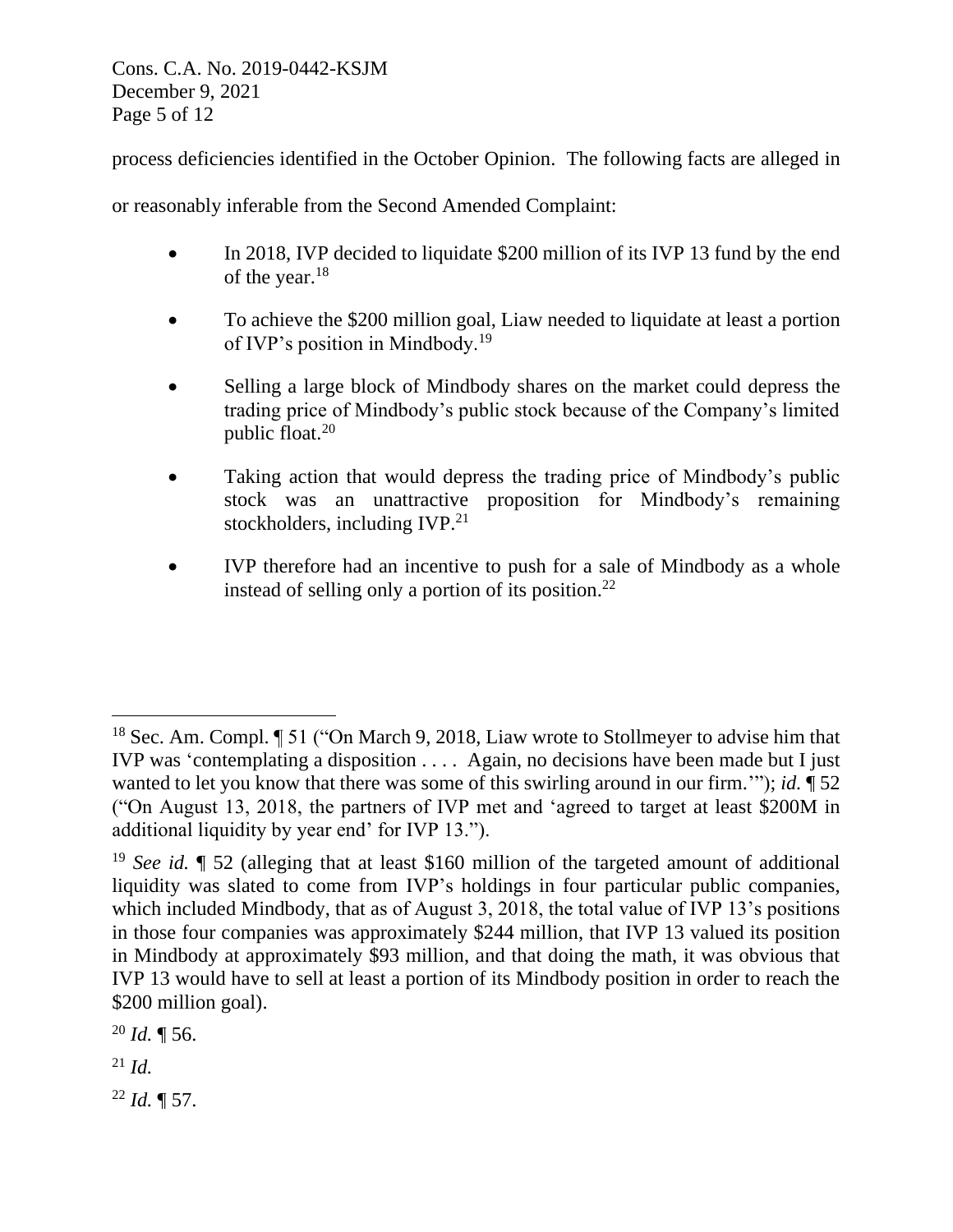process deficiencies identified in the October Opinion. The following facts are alleged in or reasonably inferable from the Second Amended Complaint:

- In 2018, IVP decided to liquidate $200 million of its IVP 13 fund by the end of the year.[18]
- To achieve the $200 million goal, Liaw needed to liquidate at least a portion of IVP's position in Mindbody.[19]
- Selling a large block of Mindbody shares on the market could depress the trading price of Mindbody's public stock because of the Company's limited public float.[20]
- Taking action that would depress the trading price of Mindbody's public stock was an unattractive proposition for Mindbody's remaining stockholders, including IVP.[21]
- IVP therefore had an incentive to push for a sale of Mindbody as a whole instead of selling only a portion of its position.[22]

---

[18] Sec. Am. Compl. ¶ 51 ("On March 9, 2018, Liaw wrote to Stollmeyer to advise him that IVP was 'contemplating a disposition . . . . Again, no decisions have been made but I just wanted to let you know that there was some of this swirling around in our firm.'"); *id.* ¶ 52 ("On August 13, 2018, the partners of IVP met and 'agreed to target at least $200M in additional liquidity by year end' for IVP 13.").

[19] *See id.* ¶ 52 (alleging that at least $160 million of the targeted amount of additional liquidity was slated to come from IVP's holdings in four particular public companies, which included Mindbody, that as of August 3, 2018, the total value of IVP 13's positions in those four companies was approximately $244 million, that IVP 13 valued its position in Mindbody at approximately $93 million, and that doing the math, it was obvious that IVP 13 would have to sell at least a portion of its Mindbody position in order to reach the $200 million goal).

[20] *Id.* ¶ 56.

[21] *Id.*

[22] *Id.* ¶ 57.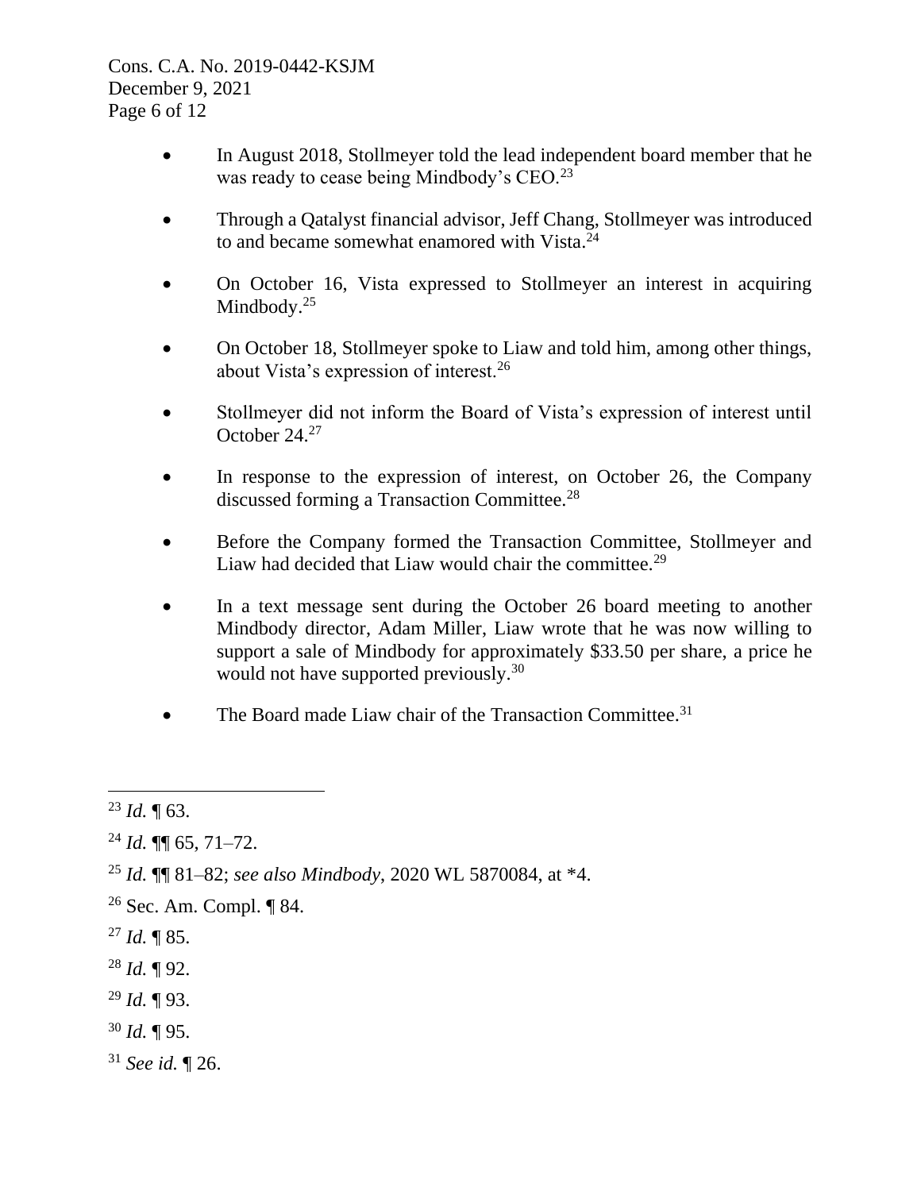- In August 2018, Stollmeyer told the lead independent board member that he was ready to cease being Mindbody's CEO.[23]

- Through a Qatalyst financial advisor, Jeff Chang, Stollmeyer was introduced to and became somewhat enamored with Vista.[24]

- On October 16, Vista expressed to Stollmeyer an interest in acquiring Mindbody.[25]

- On October 18, Stollmeyer spoke to Liaw and told him, among other things, about Vista's expression of interest.[26]

- Stollmeyer did not inform the Board of Vista's expression of interest until October 24.[27]

- In response to the expression of interest, on October 26, the Company discussed forming a Transaction Committee.[28]

- Before the Company formed the Transaction Committee, Stollmeyer and Liaw had decided that Liaw would chair the committee.[29]

- In a text message sent during the October 26 board meeting to another Mindbody director, Adam Miller, Liaw wrote that he was now willing to support a sale of Mindbody for approximately $33.50 per share, a price he would not have supported previously.[30]

- The Board made Liaw chair of the Transaction Committee.[31]

---

[23] *Id.* ¶ 63.

[24] *Id.* ¶¶ 65, 71–72.

[25] *Id.* ¶¶ 81–82; *see also Mindbody*, 2020 WL 5870084, at *4.

[26] Sec. Am. Compl. ¶ 84.

[27] *Id.* ¶ 85.

[28] *Id.* ¶ 92.

[29] *Id.* ¶ 93.

[30] *Id.* ¶ 95.

[31] *See id.* ¶ 26.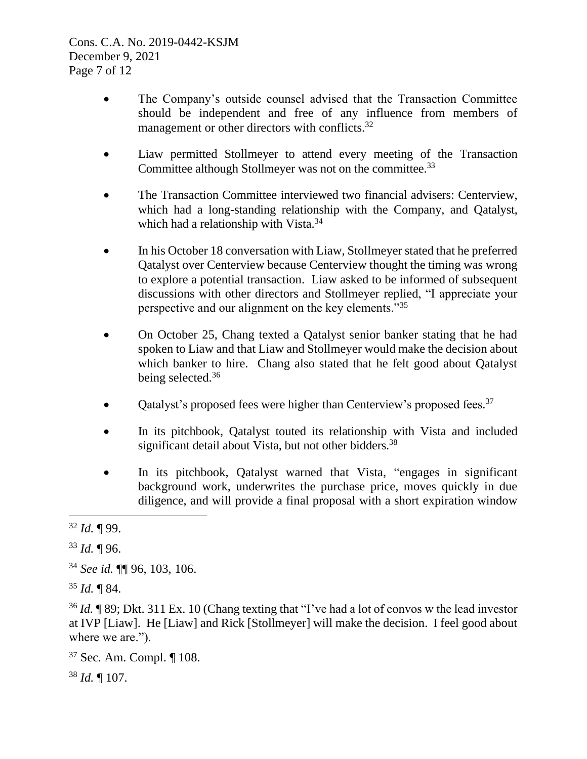- The Company's outside counsel advised that the Transaction Committee should be independent and free of any influence from members of management or other directors with conflicts.[32]

- Liaw permitted Stollmeyer to attend every meeting of the Transaction Committee although Stollmeyer was not on the committee.[33]

- The Transaction Committee interviewed two financial advisers: Centerview, which had a long-standing relationship with the Company, and Qatalyst, which had a relationship with Vista.[34]

- In his October 18 conversation with Liaw, Stollmeyer stated that he preferred Qatalyst over Centerview because Centerview thought the timing was wrong to explore a potential transaction. Liaw asked to be informed of subsequent discussions with other directors and Stollmeyer replied, "I appreciate your perspective and our alignment on the key elements."[35]

- On October 25, Chang texted a Qatalyst senior banker stating that he had spoken to Liaw and that Liaw and Stollmeyer would make the decision about which banker to hire. Chang also stated that he felt good about Qatalyst being selected.[36]

- Qatalyst's proposed fees were higher than Centerview's proposed fees.[37]

- In its pitchbook, Qatalyst touted its relationship with Vista and included significant detail about Vista, but not other bidders.[38]

- In its pitchbook, Qatalyst warned that Vista, "engages in significant background work, underwrites the purchase price, moves quickly in due diligence, and will provide a final proposal with a short expiration window

---

[32] *Id.* ¶ 99.

[33] *Id.* ¶ 96.

[34] *See id.* ¶¶ 96, 103, 106.

[35] *Id.* ¶ 84.

[36] *Id.* ¶ 89; Dkt. 311 Ex. 10 (Chang texting that "I've had a lot of convos w the lead investor at IVP [Liaw]. He [Liaw] and Rick [Stollmeyer] will make the decision. I feel good about where we are.").

[37] Sec. Am. Compl. ¶ 108.

[38] *Id.* ¶ 107.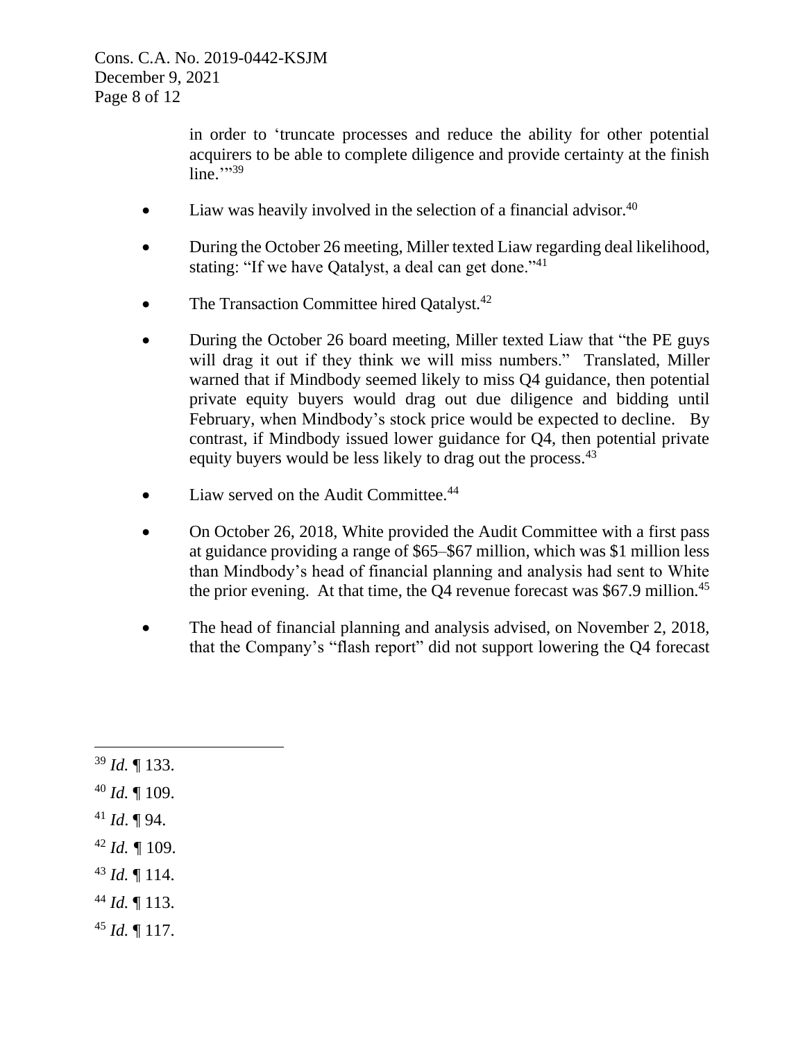in order to 'truncate processes and reduce the ability for other potential acquirers to be able to complete diligence and provide certainty at the finish line.'"[39]

- Liaw was heavily involved in the selection of a financial advisor.[40]
- During the October 26 meeting, Miller texted Liaw regarding deal likelihood, stating: "If we have Qatalyst, a deal can get done."[41]
- The Transaction Committee hired Qatalyst.[42]
- During the October 26 board meeting, Miller texted Liaw that "the PE guys will drag it out if they think we will miss numbers." Translated, Miller warned that if Mindbody seemed likely to miss Q4 guidance, then potential private equity buyers would drag out due diligence and bidding until February, when Mindbody's stock price would be expected to decline. By contrast, if Mindbody issued lower guidance for Q4, then potential private equity buyers would be less likely to drag out the process.[43]
- Liaw served on the Audit Committee.[44]
- On October 26, 2018, White provided the Audit Committee with a first pass at guidance providing a range of $65–$67 million, which was $1 million less than Mindbody's head of financial planning and analysis had sent to White the prior evening. At that time, the Q4 revenue forecast was $67.9 million.[45]
- The head of financial planning and analysis advised, on November 2, 2018, that the Company's "flash report" did not support lowering the Q4 forecast

---

[39] *Id.* ¶ 133.

[40] *Id.* ¶ 109.

[41] *Id*. ¶ 94.

[42] *Id.* ¶ 109.

[43] *Id.* ¶ 114.

[44] *Id.* ¶ 113.

[45] *Id.* ¶ 117.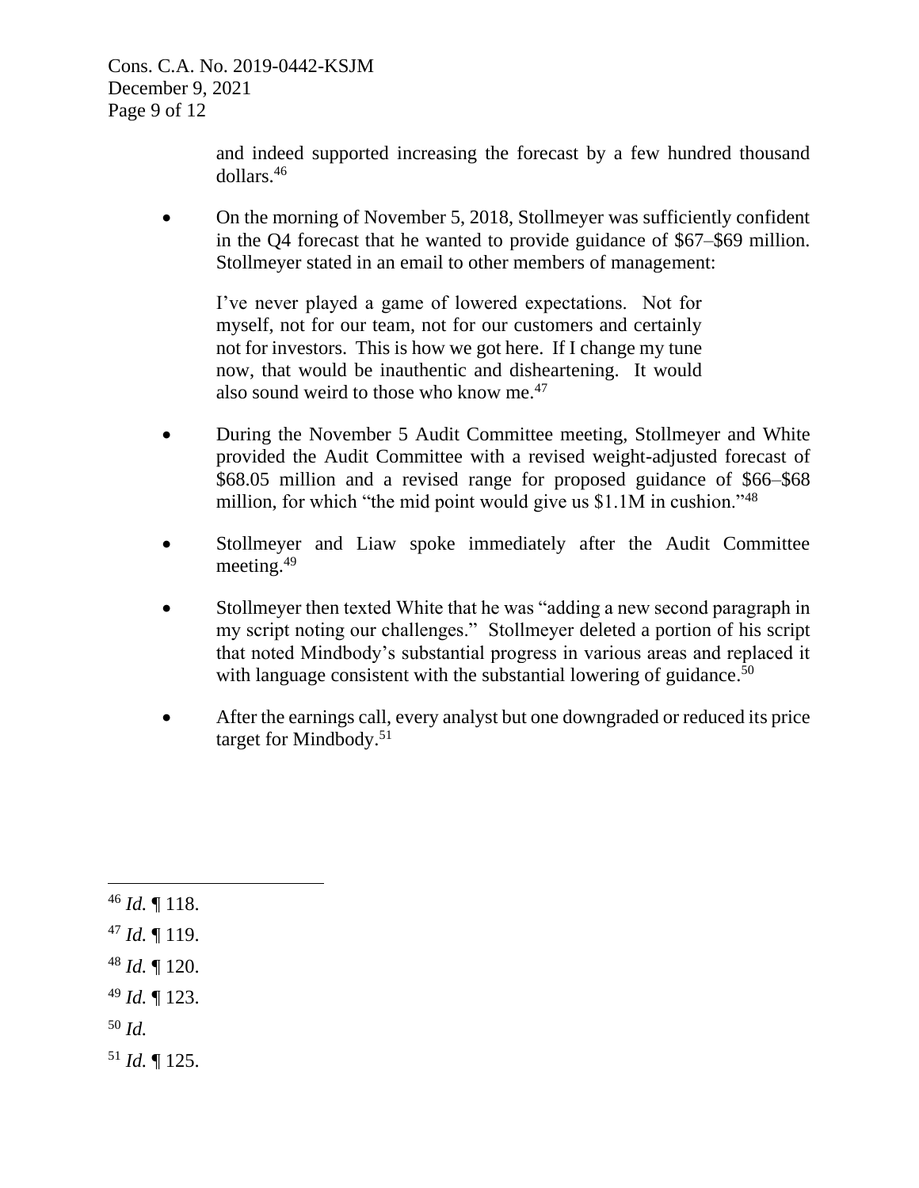and indeed supported increasing the forecast by a few hundred thousand dollars.[46]

- On the morning of November 5, 2018, Stollmeyer was sufficiently confident in the Q4 forecast that he wanted to provide guidance of \$67–\$69 million. Stollmeyer stated in an email to other members of management:

  > I've never played a game of lowered expectations. Not for myself, not for our team, not for our customers and certainly not for investors. This is how we got here. If I change my tune now, that would be inauthentic and disheartening. It would also sound weird to those who know me.[47]

- During the November 5 Audit Committee meeting, Stollmeyer and White provided the Audit Committee with a revised weight-adjusted forecast of \$68.05 million and a revised range for proposed guidance of \$66–\$68 million, for which "the mid point would give us \$1.1M in cushion."[48]

- Stollmeyer and Liaw spoke immediately after the Audit Committee meeting.[49]

- Stollmeyer then texted White that he was "adding a new second paragraph in my script noting our challenges." Stollmeyer deleted a portion of his script that noted Mindbody's substantial progress in various areas and replaced it with language consistent with the substantial lowering of guidance.[50]

- After the earnings call, every analyst but one downgraded or reduced its price target for Mindbody.[51]

---

[46] *Id.* ¶ 118.

[47] *Id.* ¶ 119.

[48] *Id.* ¶ 120.

[49] *Id.* ¶ 123.

[50] *Id.*

[51] *Id.* ¶ 125.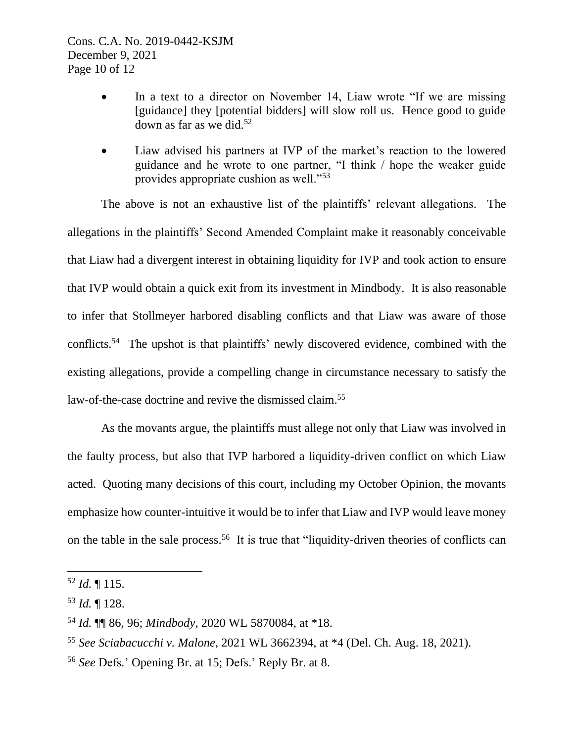- In a text to a director on November 14, Liaw wrote "If we are missing [guidance] they [potential bidders] will slow roll us. Hence good to guide down as far as we did.[52]
- Liaw advised his partners at IVP of the market's reaction to the lowered guidance and he wrote to one partner, "I think / hope the weaker guide provides appropriate cushion as well."[53]

The above is not an exhaustive list of the plaintiffs' relevant allegations. The allegations in the plaintiffs' Second Amended Complaint make it reasonably conceivable that Liaw had a divergent interest in obtaining liquidity for IVP and took action to ensure that IVP would obtain a quick exit from its investment in Mindbody. It is also reasonable to infer that Stollmeyer harbored disabling conflicts and that Liaw was aware of those conflicts.[54] The upshot is that plaintiffs' newly discovered evidence, combined with the existing allegations, provide a compelling change in circumstance necessary to satisfy the law-of-the-case doctrine and revive the dismissed claim.[55]

As the movants argue, the plaintiffs must allege not only that Liaw was involved in the faulty process, but also that IVP harbored a liquidity-driven conflict on which Liaw acted. Quoting many decisions of this court, including my October Opinion, the movants emphasize how counter-intuitive it would be to infer that Liaw and IVP would leave money on the table in the sale process.[56] It is true that "liquidity-driven theories of conflicts can

[52] *Id.* ¶ 115.

[53] *Id.* ¶ 128.

[54] *Id.* ¶¶ 86, 96; *Mindbody*, 2020 WL 5870084, at *18.

[55] *See Sciabacucchi v. Malone*, 2021 WL 3662394, at *4 (Del. Ch. Aug. 18, 2021).

[56] *See* Defs.' Opening Br. at 15; Defs.' Reply Br. at 8.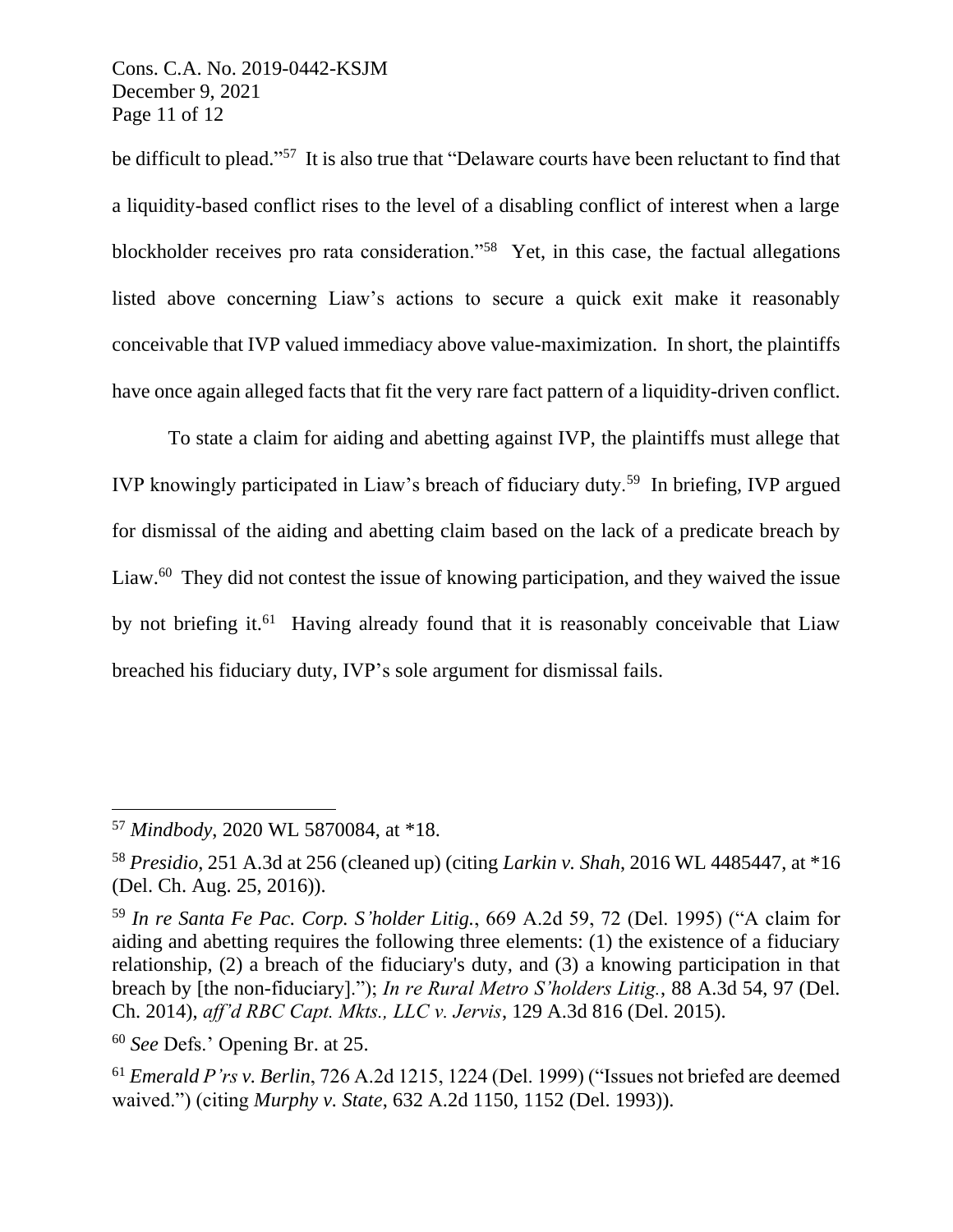be difficult to plead."[57] It is also true that "Delaware courts have been reluctant to find that a liquidity-based conflict rises to the level of a disabling conflict of interest when a large blockholder receives pro rata consideration."[58] Yet, in this case, the factual allegations listed above concerning Liaw's actions to secure a quick exit make it reasonably conceivable that IVP valued immediacy above value-maximization. In short, the plaintiffs have once again alleged facts that fit the very rare fact pattern of a liquidity-driven conflict.

To state a claim for aiding and abetting against IVP, the plaintiffs must allege that IVP knowingly participated in Liaw's breach of fiduciary duty.[59] In briefing, IVP argued for dismissal of the aiding and abetting claim based on the lack of a predicate breach by Liaw.[60] They did not contest the issue of knowing participation, and they waived the issue by not briefing it.[61] Having already found that it is reasonably conceivable that Liaw breached his fiduciary duty, IVP's sole argument for dismissal fails.

---

[57] *Mindbody*, 2020 WL 5870084, at *18.

[58] *Presidio*, 251 A.3d at 256 (cleaned up) (citing *Larkin v. Shah*, 2016 WL 4485447, at *16 (Del. Ch. Aug. 25, 2016)).

[59] *In re Santa Fe Pac. Corp. S'holder Litig.*, 669 A.2d 59, 72 (Del. 1995) ("A claim for aiding and abetting requires the following three elements: (1) the existence of a fiduciary relationship, (2) a breach of the fiduciary's duty, and (3) a knowing participation in that breach by [the non-fiduciary]."); *In re Rural Metro S'holders Litig.*, 88 A.3d 54, 97 (Del. Ch. 2014), *aff'd RBC Capt. Mkts., LLC v. Jervis*, 129 A.3d 816 (Del. 2015).

[60] *See* Defs.' Opening Br. at 25.

[61] *Emerald P'rs v. Berlin*, 726 A.2d 1215, 1224 (Del. 1999) ("Issues not briefed are deemed waived.") (citing *Murphy v. State*, 632 A.2d 1150, 1152 (Del. 1993)).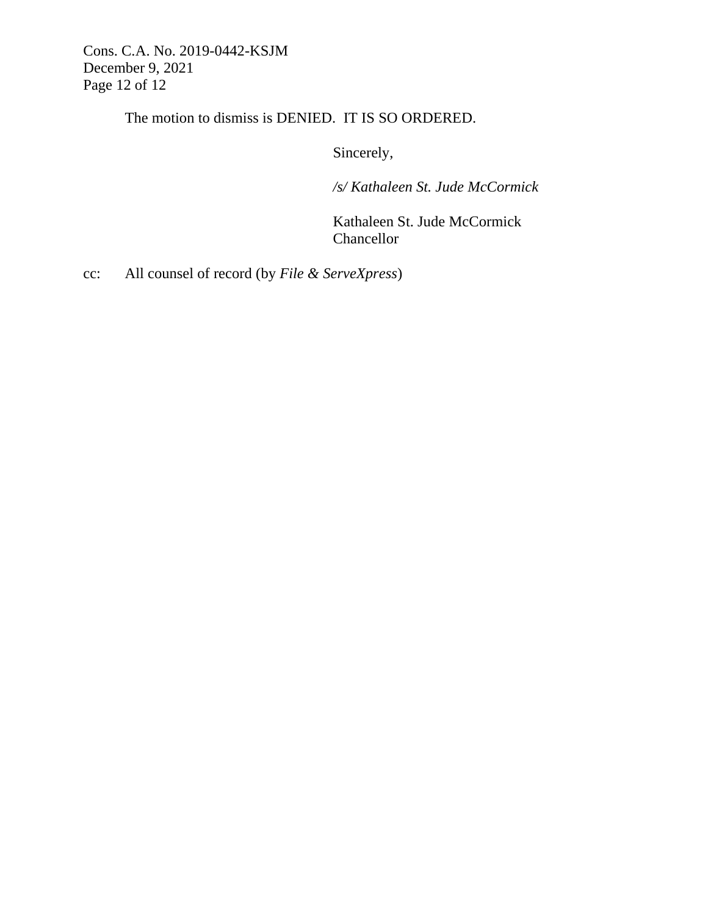The motion to dismiss is DENIED. IT IS SO ORDERED.

Sincerely,

*/s/ Kathaleen St. Jude McCormick*

Kathaleen St. Jude McCormick
Chancellor

cc: All counsel of record (by *File & ServeXpress*)